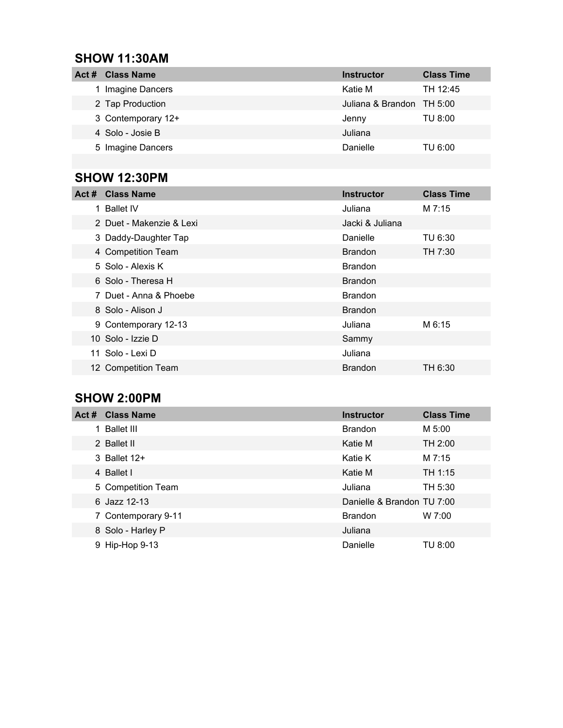## SHOW 11:30AM

| Act # | Class Name | Instructor | Class Time |
|---|---|---|---|
| 1 | Imagine Dancers | Katie M | TH 12:45 |
| 2 | Tap Production | Juliana & Brandon | TH 5:00 |
| 3 | Contemporary 12+ | Jenny | TU 8:00 |
| 4 | Solo - Josie B | Juliana | |
| 5 | Imagine Dancers | Danielle | TU 6:00 |

## SHOW 12:30PM

| Act # | Class Name | Instructor | Class Time |
|---|---|---|---|
| 1 | Ballet IV | Juliana | M 7:15 |
| 2 | Duet - Makenzie & Lexi | Jacki & Juliana | |
| 3 | Daddy-Daughter Tap | Danielle | TU 6:30 |
| 4 | Competition Team | Brandon | TH 7:30 |
| 5 | Solo - Alexis K | Brandon | |
| 6 | Solo - Theresa H | Brandon | |
| 7 | Duet - Anna & Phoebe | Brandon | |
| 8 | Solo - Alison J | Brandon | |
| 9 | Contemporary 12-13 | Juliana | M 6:15 |
| 10 | Solo - Izzie D | Sammy | |
| 11 | Solo - Lexi D | Juliana | |
| 12 | Competition Team | Brandon | TH 6:30 |

## SHOW 2:00PM

| Act # | Class Name | Instructor | Class Time |
|---|---|---|---|
| 1 | Ballet III | Brandon | M 5:00 |
| 2 | Ballet II | Katie M | TH 2:00 |
| 3 | Ballet 12+ | Katie K | M 7:15 |
| 4 | Ballet I | Katie M | TH 1:15 |
| 5 | Competition Team | Juliana | TH 5:30 |
| 6 | Jazz 12-13 | Danielle & Brandon | TU 7:00 |
| 7 | Contemporary 9-11 | Brandon | W 7:00 |
| 8 | Solo - Harley P | Juliana | |
| 9 | Hip-Hop 9-13 | Danielle | TU 8:00 |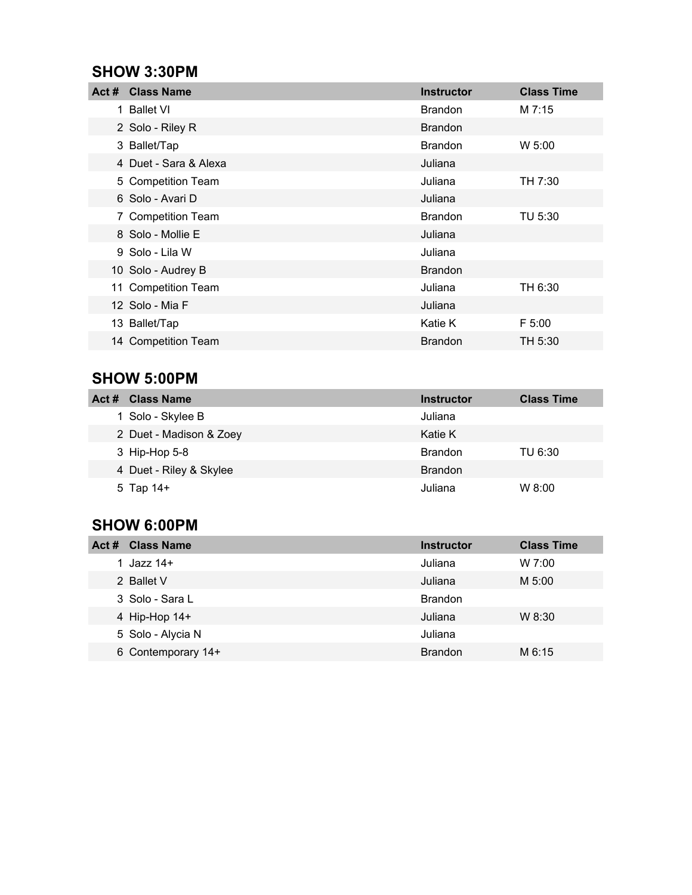## SHOW 3:30PM

| Act # | Class Name | Instructor | Class Time |
|---|---|---|---|
| 1 | Ballet VI | Brandon | M 7:15 |
| 2 | Solo - Riley R | Brandon | |
| 3 | Ballet/Tap | Brandon | W 5:00 |
| 4 | Duet - Sara & Alexa | Juliana | |
| 5 | Competition Team | Juliana | TH 7:30 |
| 6 | Solo - Avari D | Juliana | |
| 7 | Competition Team | Brandon | TU 5:30 |
| 8 | Solo - Mollie E | Juliana | |
| 9 | Solo - Lila W | Juliana | |
| 10 | Solo - Audrey B | Brandon | |
| 11 | Competition Team | Juliana | TH 6:30 |
| 12 | Solo - Mia F | Juliana | |
| 13 | Ballet/Tap | Katie K | F 5:00 |
| 14 | Competition Team | Brandon | TH 5:30 |

## SHOW 5:00PM

| Act # | Class Name | Instructor | Class Time |
|---|---|---|---|
| 1 | Solo - Skylee B | Juliana | |
| 2 | Duet - Madison & Zoey | Katie K | |
| 3 | Hip-Hop 5-8 | Brandon | TU 6:30 |
| 4 | Duet - Riley & Skylee | Brandon | |
| 5 | Tap 14+ | Juliana | W 8:00 |

## SHOW 6:00PM

| Act # | Class Name | Instructor | Class Time |
|---|---|---|---|
| 1 | Jazz 14+ | Juliana | W 7:00 |
| 2 | Ballet V | Juliana | M 5:00 |
| 3 | Solo - Sara L | Brandon | |
| 4 | Hip-Hop 14+ | Juliana | W 8:30 |
| 5 | Solo - Alycia N | Juliana | |
| 6 | Contemporary 14+ | Brandon | M 6:15 |